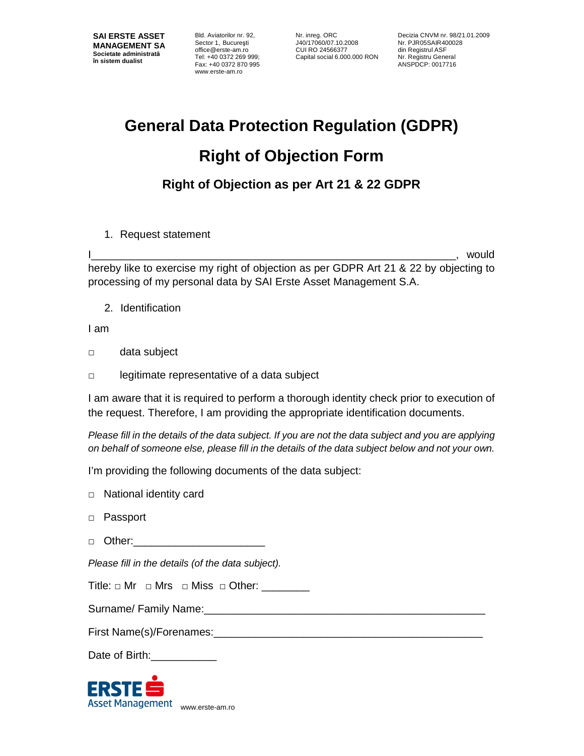**SAI ERSTE ASSET MANAGEMENT SA**
**Societate administrată în sistem dualist**

Bld. Aviatorilor nr. 92, Sector 1, Bucureşti
office@erste-am.ro
Tel: +40 0372 269 999;
Fax: +40 0372 870 995
www.erste-am.ro

Nr. inreg. ORC J40/17060/07.10.2008
CUI RO 24566377
Capital social 6.000.000 RON

Decizia CNVM nr. 98/21.01.2009
Nr. PJR05SAIR400028 din Registrul ASF
Nr. Registru General ANSPDCP: 0017716

# General Data Protection Regulation (GDPR)

# Right of Objection Form

## Right of Objection as per Art 21 & 22 GDPR

1. Request statement

I_____________________________________________________________, would hereby like to exercise my right of objection as per GDPR Art 21 & 22 by objecting to processing of my personal data by SAI Erste Asset Management S.A.

2. Identification

I am

□ data subject

□ legitimate representative of a data subject

I am aware that it is required to perform a thorough identity check prior to execution of the request. Therefore, I am providing the appropriate identification documents.

*Please fill in the details of the data subject. If you are not the data subject and you are applying on behalf of someone else, please fill in the details of the data subject below and not your own.*

I'm providing the following documents of the data subject:

□ National identity card

□ Passport

□ Other:_____________________

*Please fill in the details (of the data subject).*

Title: □ Mr □ Mrs □ Miss □ Other: ________

Surname/ Family Name:_______________________________________________

First Name(s)/Forenames:_____________________________________________

Date of Birth:___________

ERSTE Asset Management www.erste-am.ro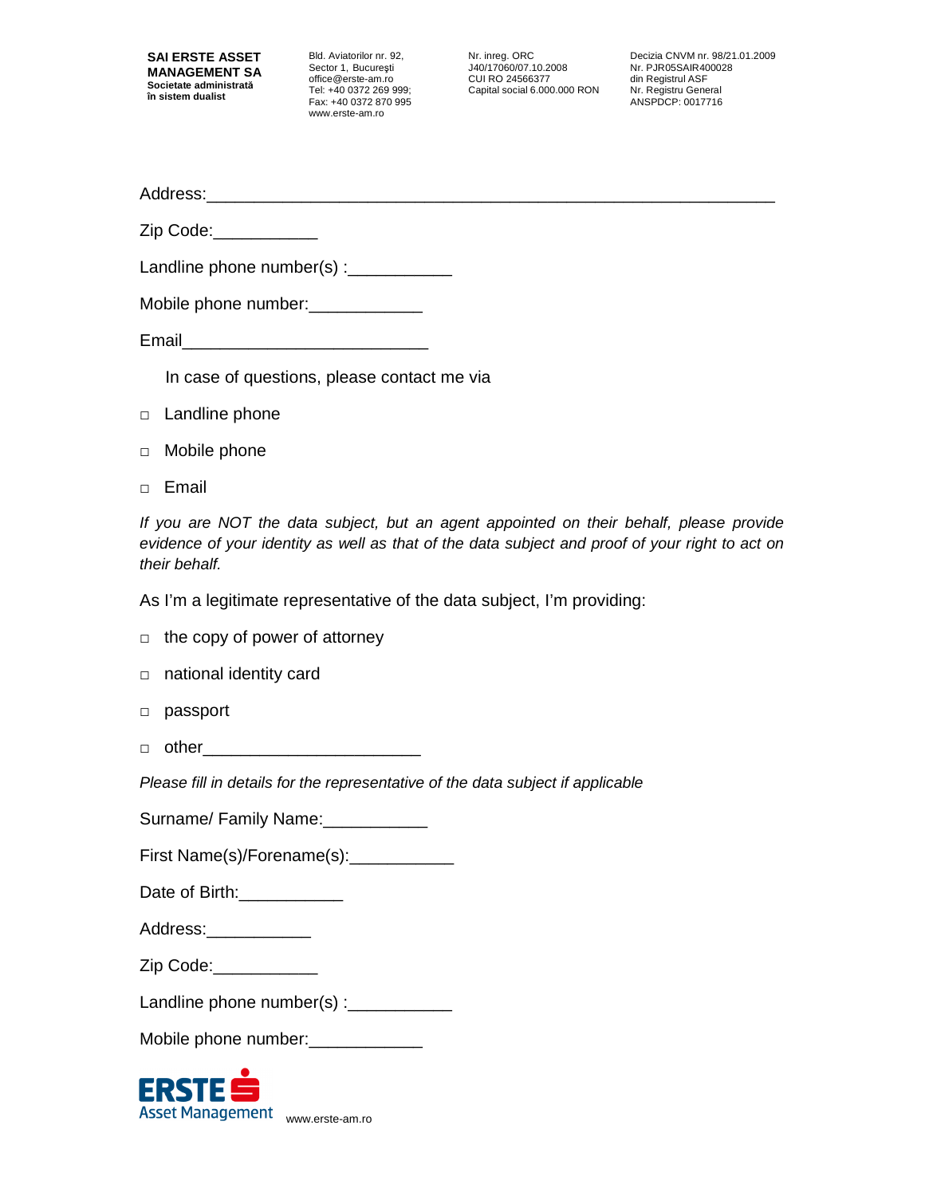Address:_______________________________________________________________

Zip Code:___________

Landline phone number(s) :___________

Mobile phone number:____________

Email_________________________

In case of questions, please contact me via

□ Landline phone

□ Mobile phone

□ Email

*If you are NOT the data subject, but an agent appointed on their behalf, please provide evidence of your identity as well as that of the data subject and proof of your right to act on their behalf.*

As I'm a legitimate representative of the data subject, I'm providing:

□ the copy of power of attorney

□ national identity card

□ passport

□ other______________________

*Please fill in details for the representative of the data subject if applicable*

Surname/ Family Name:___________

First Name(s)/Forename(s):___________

Date of Birth:___________

Address:___________

Zip Code:___________

Landline phone number(s) :___________

Mobile phone number:____________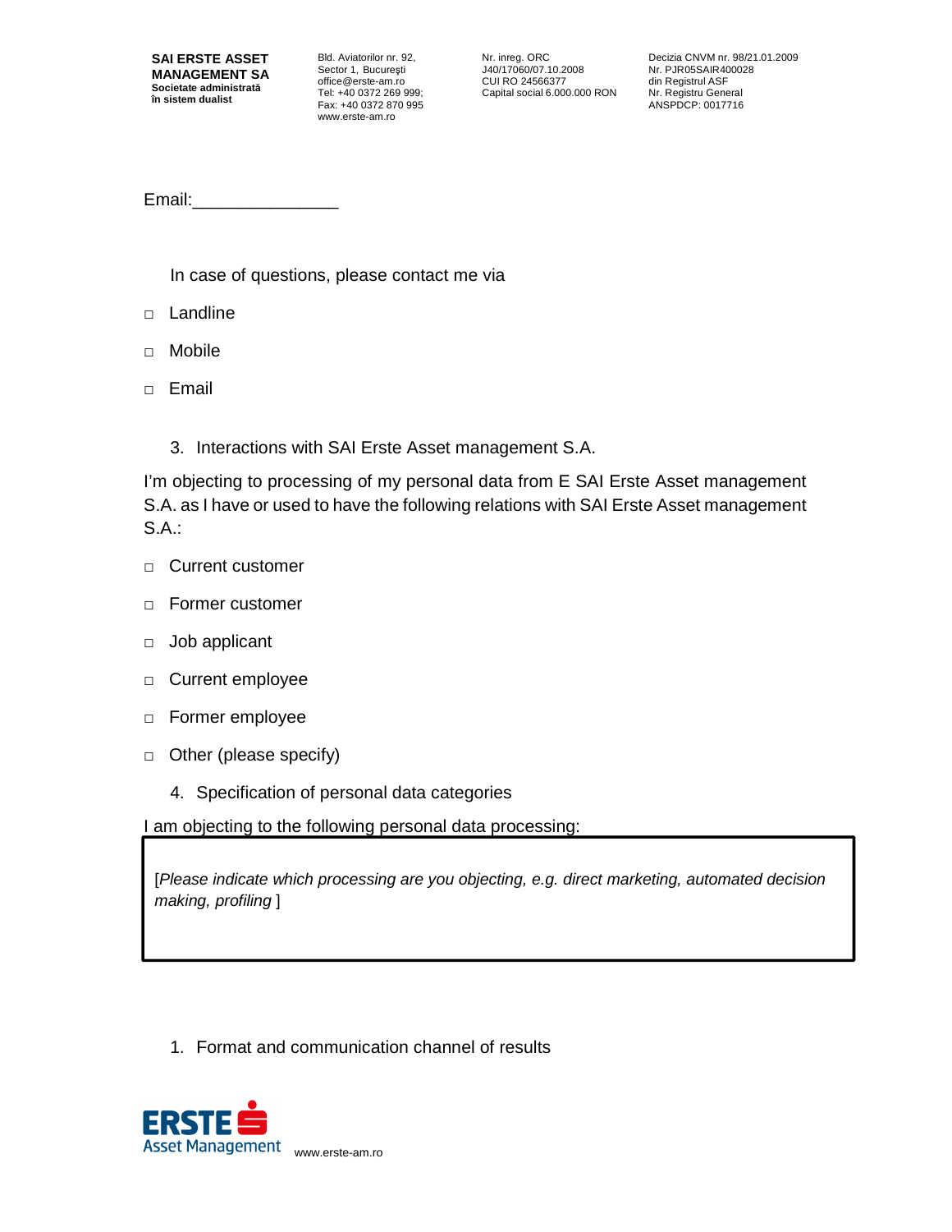Email:_______________

In case of questions, please contact me via

- □ Landline
- □ Mobile
- □ Email

3. Interactions with SAI Erste Asset management S.A.

I'm objecting to processing of my personal data from E SAI Erste Asset management S.A. as I have or used to have the following relations with SAI Erste Asset management S.A.:

- □ Current customer
- □ Former customer
- □ Job applicant
- □ Current employee
- □ Former employee
- □ Other (please specify)

4. Specification of personal data categories

I am objecting to the following personal data processing:

| [*Please indicate which processing are you objecting, e.g. direct marketing, automated decision making, profiling* ] |
|---|

1. Format and communication channel of results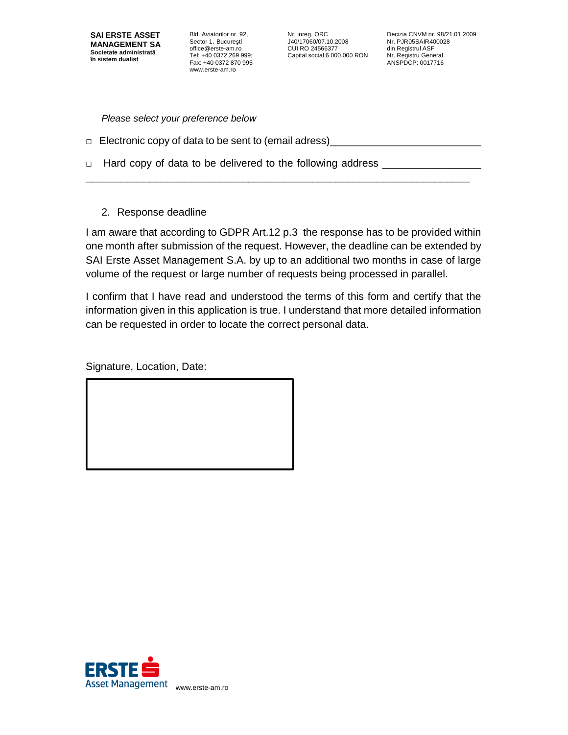*Please select your preference below*

□ Electronic copy of data to be sent to (email adress)_________________________

□ Hard copy of data to be delivered to the following address _________________
_____________________________________________________________________

2. Response deadline

I am aware that according to GDPR Art.12 p.3 the response has to be provided within one month after submission of the request. However, the deadline can be extended by SAI Erste Asset Management S.A. by up to an additional two months in case of large volume of the request or large number of requests being processed in parallel.

I confirm that I have read and understood the terms of this form and certify that the information given in this application is true. I understand that more detailed information can be requested in order to locate the correct personal data.

Signature, Location, Date:

|   |
|---|
|   |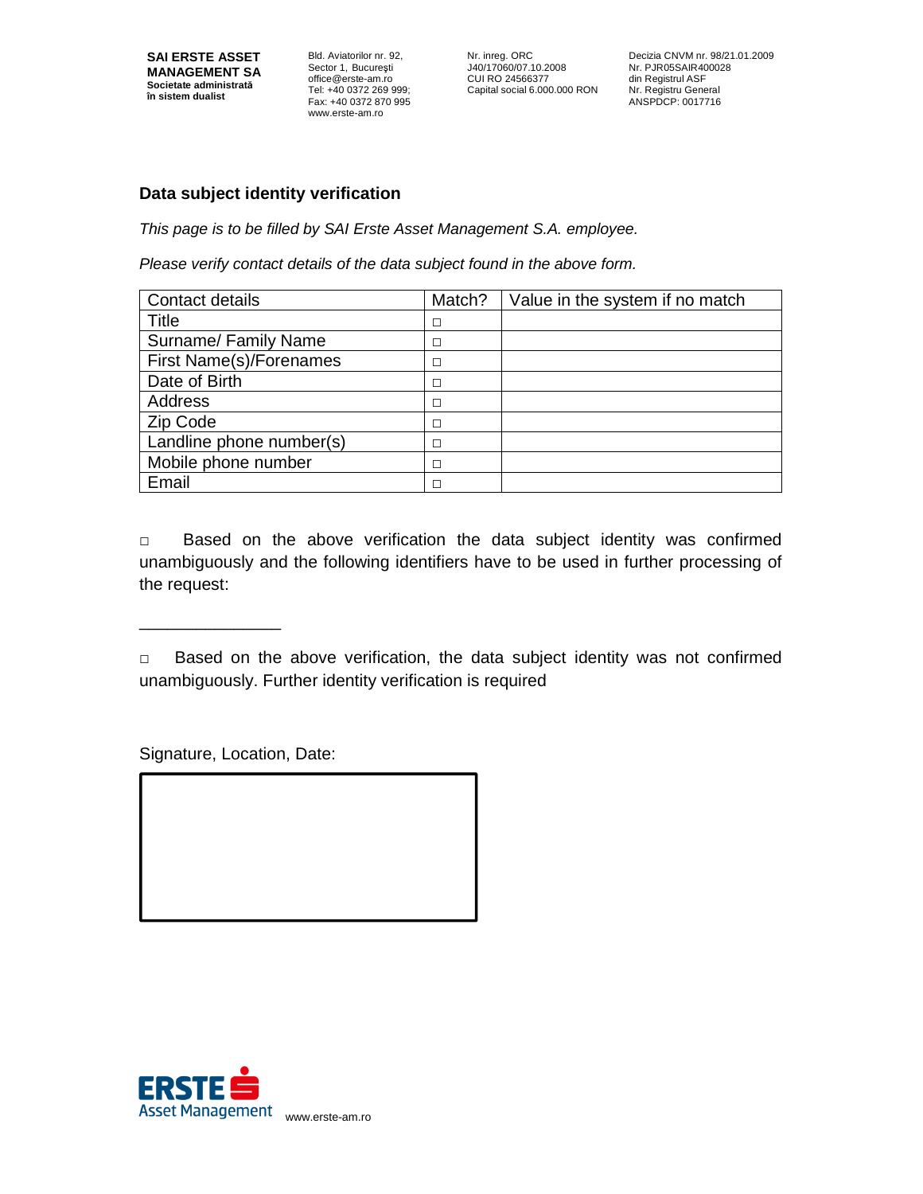## Data subject identity verification

*This page is to be filled by SAI Erste Asset Management S.A. employee.*

*Please verify contact details of the data subject found in the above form.*

| Contact details | Match? | Value in the system if no match |
|---|---|---|
| Title | □ | |
| Surname/ Family Name | □ | |
| First Name(s)/Forenames | □ | |
| Date of Birth | □ | |
| Address | □ | |
| Zip Code | □ | |
| Landline phone number(s) | □ | |
| Mobile phone number | □ | |
| Email | □ | |

□ Based on the above verification the data subject identity was confirmed unambiguously and the following identifiers have to be used in further processing of the request:

_______________

□ Based on the above verification, the data subject identity was not confirmed unambiguously. Further identity verification is required

Signature, Location, Date: